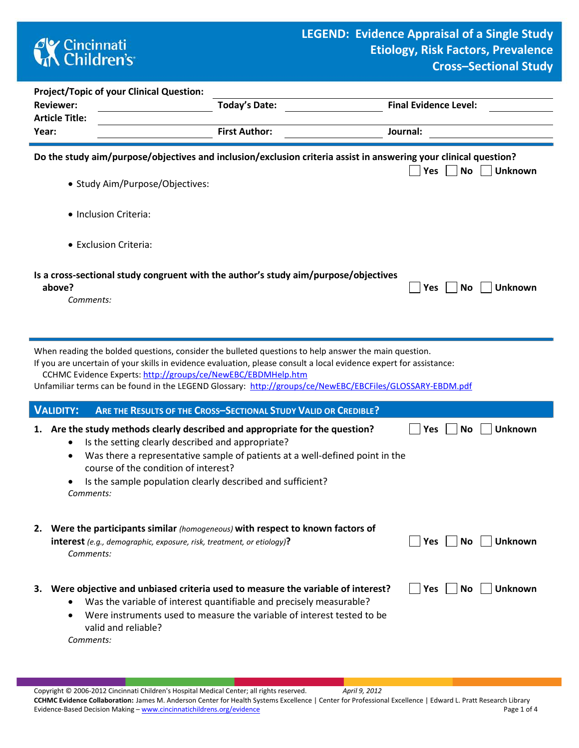Cincinnati Children's

# LEGEND: Evidence Appraisal of a Single Study
## Etiology, Risk Factors, Prevalence
## Cross–Sectional Study

**Project/Topic of your Clinical Question:** ______________________

**Reviewer:** ______________ **Today's Date:** ______________ **Final Evidence Level:** ______________

**Article Title:** ______________________

**Year:** ______________ **First Author:** ______________ **Journal:** ______________

---

**Do the study aim/purpose/objectives and inclusion/exclusion criteria assist in answering your clinical question?** ☐ Yes ☐ No ☐ Unknown

- Study Aim/Purpose/Objectives:
- Inclusion Criteria:
- Exclusion Criteria:

**Is a cross-sectional study congruent with the author's study aim/purpose/objectives above?** ☐ Yes ☐ No ☐ Unknown

*Comments:*

---

When reading the bolded questions, consider the bulleted questions to help answer the main question.
If you are uncertain of your skills in evidence evaluation, please consult a local evidence expert for assistance:
CCHMC Evidence Experts: http://groups/ce/NewEBC/EBDMHelp.htm
Unfamiliar terms can be found in the LEGEND Glossary: http://groups/ce/NewEBC/EBCFiles/GLOSSARY-EBDM.pdf

## VALIDITY: ARE THE RESULTS OF THE CROSS–SECTIONAL STUDY VALID OR CREDIBLE?

1. **Are the study methods clearly described and appropriate for the question?** ☐ Yes ☐ No ☐ Unknown
   - Is the setting clearly described and appropriate?
   - Was there a representative sample of patients at a well-defined point in the course of the condition of interest?
   - Is the sample population clearly described and sufficient?

   *Comments:*

2. **Were the participants similar** *(homogeneous)* **with respect to known factors of interest** *(e.g., demographic, exposure, risk, treatment, or etiology)***?** ☐ Yes ☐ No ☐ Unknown

   *Comments:*

3. **Were objective and unbiased criteria used to measure the variable of interest?** ☐ Yes ☐ No ☐ Unknown
   - Was the variable of interest quantifiable and precisely measurable?
   - Were instruments used to measure the variable of interest tested to be valid and reliable?

   *Comments:*

---

Copyright © 2006-2012 Cincinnati Children's Hospital Medical Center; all rights reserved. *April 9, 2012*
**CCHMC Evidence Collaboration:** James M. Anderson Center for Health Systems Excellence | Center for Professional Excellence | Edward L. Pratt Research Library
Evidence-Based Decision Making – www.cincinnatichildrens.org/evidence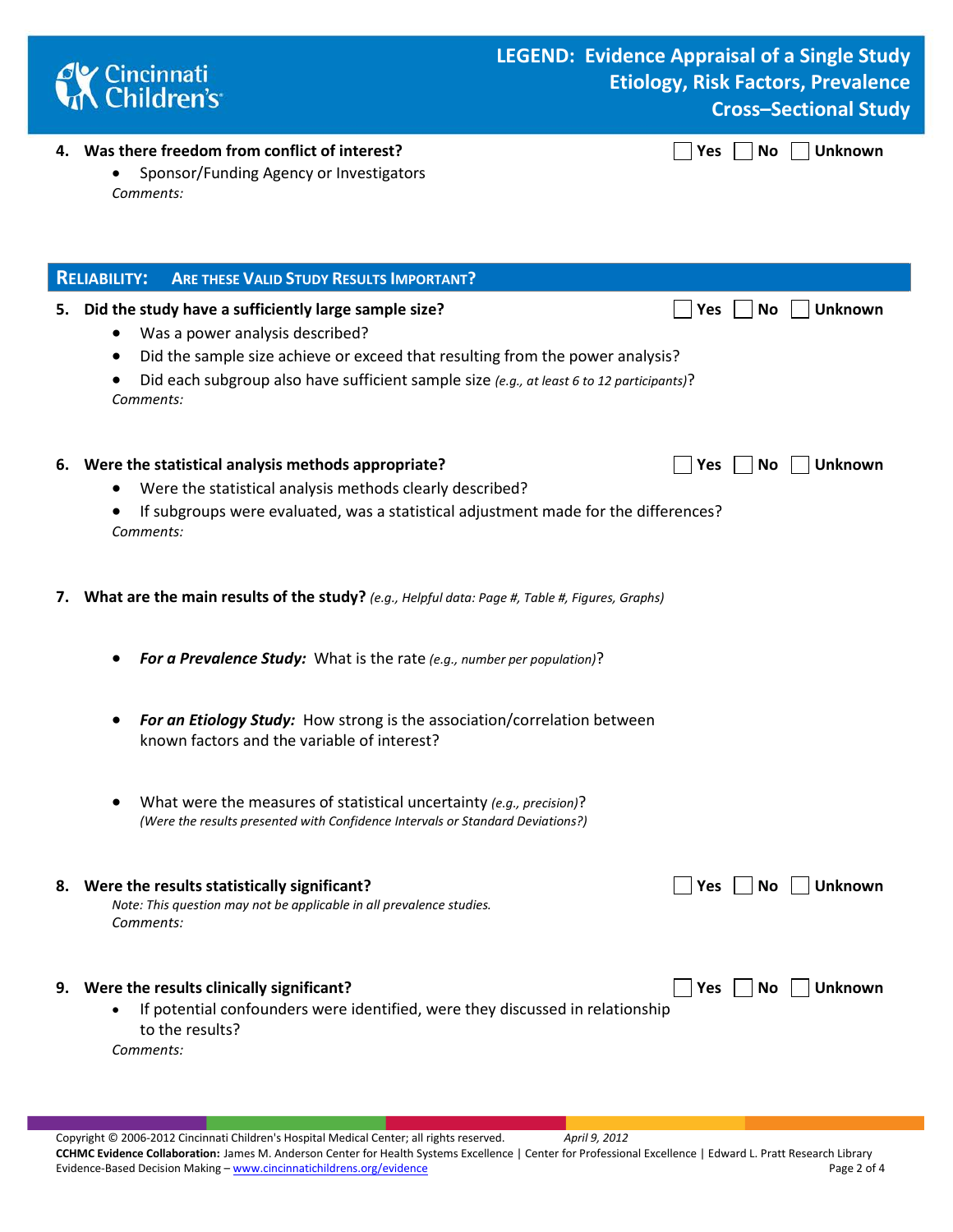**4. Was there freedom from conflict of interest?** ☐ Yes ☐ No ☐ Unknown

- Sponsor/Funding Agency or Investigators

*Comments:*

## RELIABILITY: ARE THESE VALID STUDY RESULTS IMPORTANT?

**5. Did the study have a sufficiently large sample size?** ☐ Yes ☐ No ☐ Unknown

- Was a power analysis described?
- Did the sample size achieve or exceed that resulting from the power analysis?
- Did each subgroup also have sufficient sample size *(e.g., at least 6 to 12 participants)*?

*Comments:*

**6. Were the statistical analysis methods appropriate?** ☐ Yes ☐ No ☐ Unknown

- Were the statistical analysis methods clearly described?
- If subgroups were evaluated, was a statistical adjustment made for the differences?

*Comments:*

**7. What are the main results of the study?** *(e.g., Helpful data: Page #, Table #, Figures, Graphs)*

- ***For a Prevalence Study:*** What is the rate *(e.g., number per population)*?
- ***For an Etiology Study:*** How strong is the association/correlation between known factors and the variable of interest?
- What were the measures of statistical uncertainty *(e.g., precision)*?
  *(Were the results presented with Confidence Intervals or Standard Deviations?)*

**8. Were the results statistically significant?** ☐ Yes ☐ No ☐ Unknown

*Note: This question may not be applicable in all prevalence studies.*

*Comments:*

**9. Were the results clinically significant?** ☐ Yes ☐ No ☐ Unknown

- If potential confounders were identified, were they discussed in relationship to the results?

*Comments:*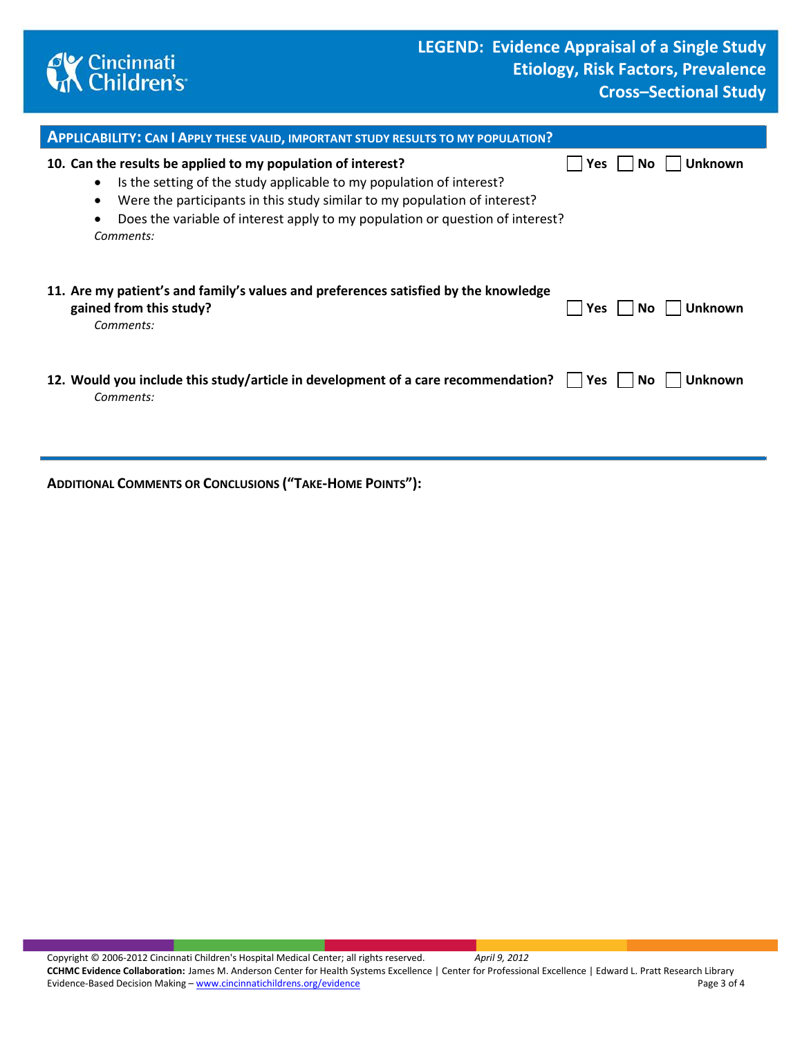## Applicability: Can I Apply these valid, important study results to my population?

**10. Can the results be applied to my population of interest?** ☐ Yes ☐ No ☐ Unknown

- Is the setting of the study applicable to my population of interest?
- Were the participants in this study similar to my population of interest?
- Does the variable of interest apply to my population or question of interest?

*Comments:*

**11. Are my patient's and family's values and preferences satisfied by the knowledge gained from this study?** ☐ Yes ☐ No ☐ Unknown

*Comments:*

**12. Would you include this study/article in development of a care recommendation?** ☐ Yes ☐ No ☐ Unknown

*Comments:*

---

**Additional Comments or Conclusions ("Take-Home Points"):**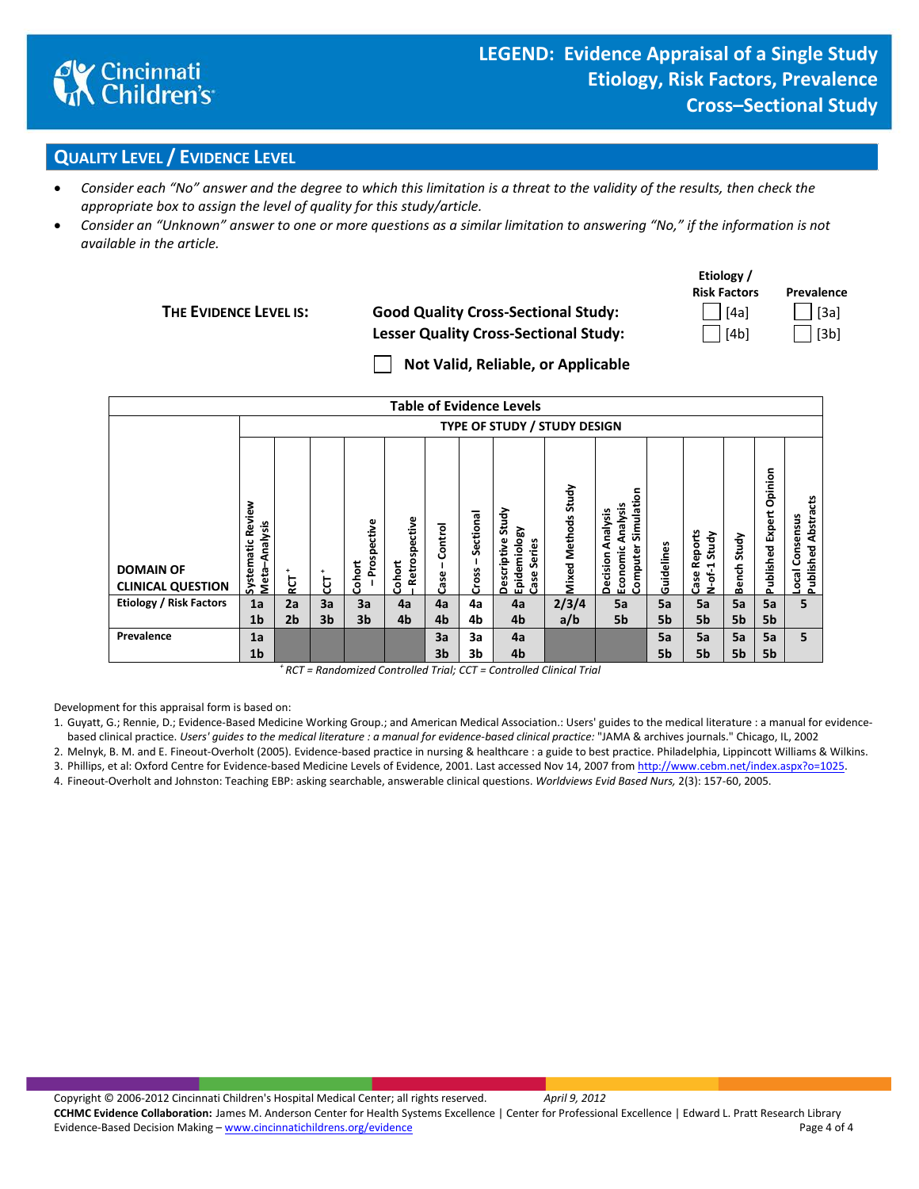# LEGEND: Evidence Appraisal of a Single Study
## Etiology, Risk Factors, Prevalence
## Cross–Sectional Study

## Quality Level / Evidence Level

- *Consider each "No" answer and the degree to which this limitation is a threat to the validity of the results, then check the appropriate box to assign the level of quality for this study/article.*
- *Consider an "Unknown" answer to one or more questions as a similar limitation to answering "No," if the information is not available in the article.*

| The Evidence Level is: | | Etiology / Risk Factors | Prevalence |
|---|---|---|---|
| | **Good Quality Cross-Sectional Study:** | ☐ [4a] | ☐ [3a] |
| | **Lesser Quality Cross-Sectional Study:** | ☐ [4b] | ☐ [3b] |

☐ **Not Valid, Reliable, or Applicable**

**Table of Evidence Levels**

| | TYPE OF STUDY / STUDY DESIGN | | | | | | | | | | | | | | |
|---|---|---|---|---|---|---|---|---|---|---|---|---|---|---|---|
| **DOMAIN OF CLINICAL QUESTION** | Systematic Review Meta–Analysis | RCT [+] | CCT [+] | Cohort – Prospective | Cohort – Retrospective | Case – Control | Cross – Sectional | Descriptive Study Epidemiology Case Series | Mixed Methods Study | Decision Analysis Economic Analysis Computer Simulation | Guidelines | Case Reports N-of-1 Study | Bench Study | Published Expert Opinion | Local Consensus Published Abstracts |
| **Etiology / Risk Factors** | 1a 1b | 2a 2b | 3a 3b | 3a 3b | 4a 4b | 4a 4b | 4a 4b | 4a 4b | 2/3/4 a/b | 5a 5b | 5a 5b | 5a 5b | 5a 5b | 5a 5b | 5 |
| **Prevalence** | 1a 1b | | | | | 3a 3b | 3a 3b | 4a 4b | | | 5a 5b | 5a 5b | 5a 5b | 5a 5b | 5 |

[+] *RCT = Randomized Controlled Trial; CCT = Controlled Clinical Trial*

Development for this appraisal form is based on:

1. Guyatt, G.; Rennie, D.; Evidence-Based Medicine Working Group.; and American Medical Association.: Users' guides to the medical literature : a manual for evidence-based clinical practice. *Users' guides to the medical literature : a manual for evidence-based clinical practice:* "JAMA & archives journals." Chicago, IL, 2002
2. Melnyk, B. M. and E. Fineout-Overholt (2005). Evidence-based practice in nursing & healthcare : a guide to best practice. Philadelphia, Lippincott Williams & Wilkins.
3. Phillips, et al: Oxford Centre for Evidence-based Medicine Levels of Evidence, 2001. Last accessed Nov 14, 2007 from http://www.cebm.net/index.aspx?o=1025.
4. Fineout-Overholt and Johnston: Teaching EBP: asking searchable, answerable clinical questions. *Worldviews Evid Based Nurs,* 2(3): 157-60, 2005.

Copyright © 2006-2012 Cincinnati Children's Hospital Medical Center; all rights reserved. *April 9, 2012*
**CCHMC Evidence Collaboration:** James M. Anderson Center for Health Systems Excellence | Center for Professional Excellence | Edward L. Pratt Research Library
Evidence-Based Decision Making – www.cincinnatichildrens.org/evidence